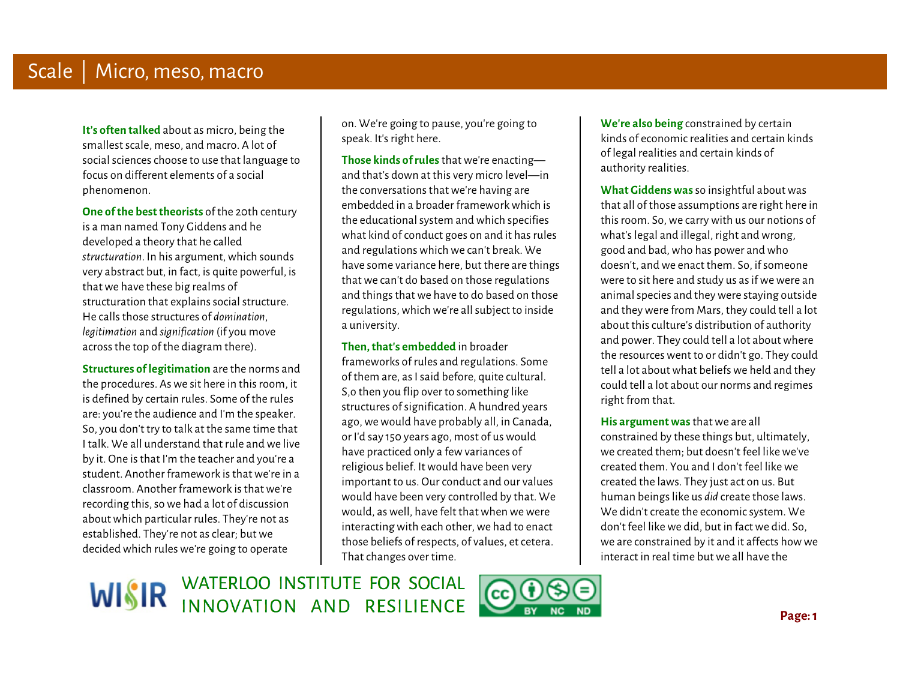# Scale | Micro, meso, macro

**It's often talked** about as micro, being the smallest scale, meso, and macro. A lot of social sciences choose to use that language to focus on different elements of a social phenomenon.

**One of the best theorists** of the 20th century is a man named Tony Giddens and he developed a theory that he called *structuration*. In his argument, which sounds very abstract but, in fact, is quite powerful, is that we have these big realms of structuration that explains social structure. He calls those structures of *domination*, *legitimation* and *signification* (if you move across the top of the diagram there).

**Structures of legitimation** are the norms and the procedures. As we sit here in this room, it is defined by certain rules. Some of the rules are: you're the audience and I'm the speaker. So, you don't try to talk at the same time that I talk. We all understand that rule and we live by it. One is that I'm the teacher and you're a student. Another framework is that we're in a classroom. Another framework is that we're recording this, so we had a lot of discussion about which particular rules. They're not as established. They're not as clear; but we decided which rules we're going to operate on. We're going to pause, you're going to speak. It's right here.

**Those kinds of rules** that we're enacting—and that's down at this very micro level—in the conversations that we're having are embedded in a broader framework which is the educational system and which specifies what kind of conduct goes on and it has rules and regulations which we can't break. We have some variance here, but there are things that we can't do based on those regulations and things that we have to do based on those regulations, which we're all subject to inside a university.

**Then, that's embedded** in broader frameworks of rules and regulations. Some of them are, as I said before, quite cultural. S,o then you flip over to something like structures of signification. A hundred years ago, we would have probably all, in Canada, or I'd say 150 years ago, most of us would have practiced only a few variances of religious belief. It would have been very important to us. Our conduct and our values would have been very controlled by that. We would, as well, have felt that when we were interacting with each other, we had to enact those beliefs of respects, of values, et cetera. That changes over time.

**We're also being** constrained by certain kinds of economic realities and certain kinds of legal realities and certain kinds of authority realities.

**What Giddens was** so insightful about was that all of those assumptions are right here in this room. So, we carry with us our notions of what's legal and illegal, right and wrong, good and bad, who has power and who doesn't, and we enact them. So, if someone were to sit here and study us as if we were an animal species and they were staying outside and they were from Mars, they could tell a lot about this culture's distribution of authority and power. They could tell a lot about where the resources went to or didn't go. They could tell a lot about what beliefs we held and they could tell a lot about our norms and regimes right from that.

**His argument was** that we are all constrained by these things but, ultimately, we created them; but doesn't feel like we've created them. You and I don't feel like we created the laws. They just act on us. But human beings like us *did* create those laws. We didn't create the economic system. We don't feel like we did, but in fact we did. So, we are constrained by it and it affects how we interact in real time but we all have the

WATERLOO INSTITUTE FOR SOCIAL INNOVATION AND RESILIENCE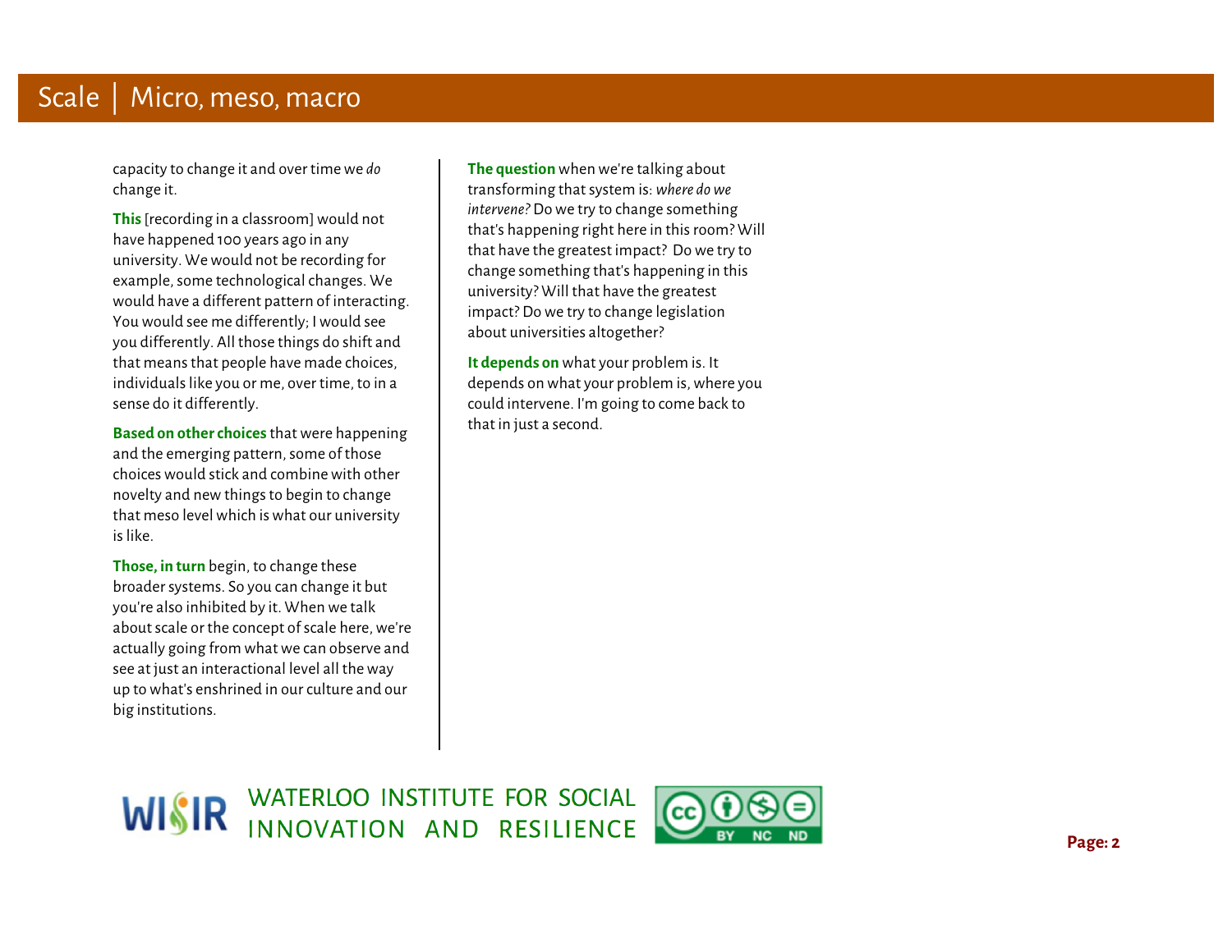capacity to change it and over time we *do* change it.

**This** [recording in a classroom] would not have happened 100 years ago in any university. We would not be recording for example, some technological changes. We would have a different pattern of interacting. You would see me differently; I would see you differently. All those things do shift and that means that people have made choices, individuals like you or me, over time, to in a sense do it differently.

**Based on other choices** that were happening and the emerging pattern, some of those choices would stick and combine with other novelty and new things to begin to change that meso level which is what our university is like.

**Those, in turn** begin, to change these broader systems. So you can change it but you're also inhibited by it. When we talk about scale or the concept of scale here, we're actually going from what we can observe and see at just an interactional level all the way up to what's enshrined in our culture and our big institutions.

**The question** when we're talking about transforming that system is: *where do we intervene?* Do we try to change something that's happening right here in this room? Will that have the greatest impact? Do we try to change something that's happening in this university? Will that have the greatest impact? Do we try to change legislation about universities altogether?

**It depends on** what your problem is. It depends on what your problem is, where you could intervene. I'm going to come back to that in just a second.